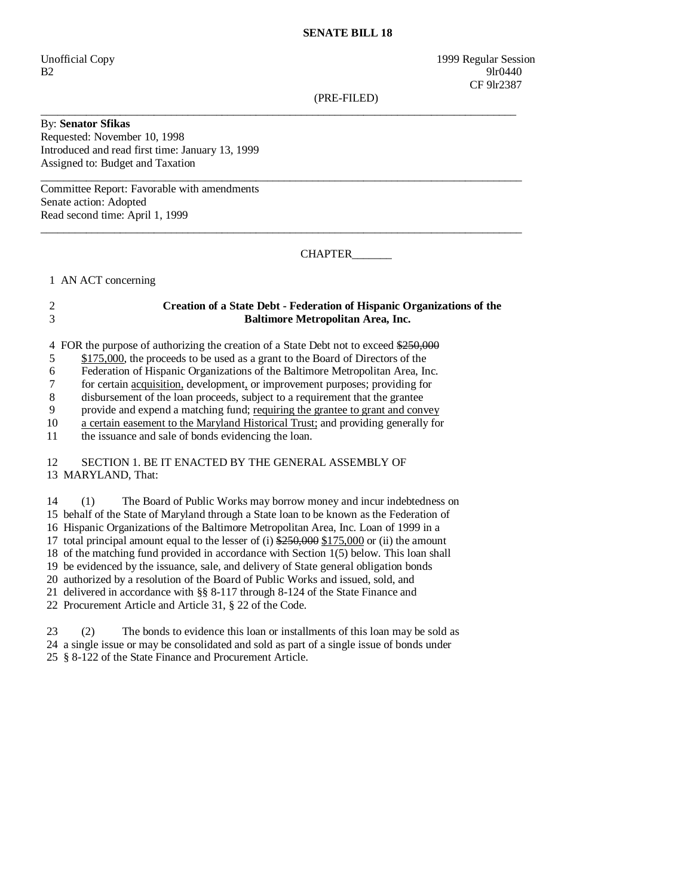**SENATE BILL 18**

Unofficial Copy 1999 Regular Session
B2 9lr0440
CF 9lr2387

(PRE-FILED)

---

By: **Senator Sfikas**
Requested: November 10, 1998
Introduced and read first time: January 13, 1999
Assigned to: Budget and Taxation

---

Committee Report: Favorable with amendments
Senate action: Adopted
Read second time: April 1, 1999

---

CHAPTER_______

1 AN ACT concerning

2 **Creation of a State Debt - Federation of Hispanic Organizations of the**
3 **Baltimore Metropolitan Area, Inc.**

4 FOR the purpose of authorizing the creation of a State Debt not to exceed ~~$250,000~~
5 <u>$175,000</u>, the proceeds to be used as a grant to the Board of Directors of the
6 Federation of Hispanic Organizations of the Baltimore Metropolitan Area, Inc.
7 for certain <u>acquisition,</u> development<u>,</u> or improvement purposes; providing for
8 disbursement of the loan proceeds, subject to a requirement that the grantee
9 provide and expend a matching fund; <u>requiring the grantee to grant and convey</u>
10 <u>a certain easement to the Maryland Historical Trust;</u> and providing generally for
11 the issuance and sale of bonds evidencing the loan.

12 SECTION 1. BE IT ENACTED BY THE GENERAL ASSEMBLY OF
13 MARYLAND, That:

14 (1) The Board of Public Works may borrow money and incur indebtedness on
15 behalf of the State of Maryland through a State loan to be known as the Federation of
16 Hispanic Organizations of the Baltimore Metropolitan Area, Inc. Loan of 1999 in a
17 total principal amount equal to the lesser of (i) ~~$250,000~~ <u>$175,000</u> or (ii) the amount
18 of the matching fund provided in accordance with Section 1(5) below. This loan shall
19 be evidenced by the issuance, sale, and delivery of State general obligation bonds
20 authorized by a resolution of the Board of Public Works and issued, sold, and
21 delivered in accordance with §§ 8-117 through 8-124 of the State Finance and
22 Procurement Article and Article 31, § 22 of the Code.

23 (2) The bonds to evidence this loan or installments of this loan may be sold as
24 a single issue or may be consolidated and sold as part of a single issue of bonds under
25 § 8-122 of the State Finance and Procurement Article.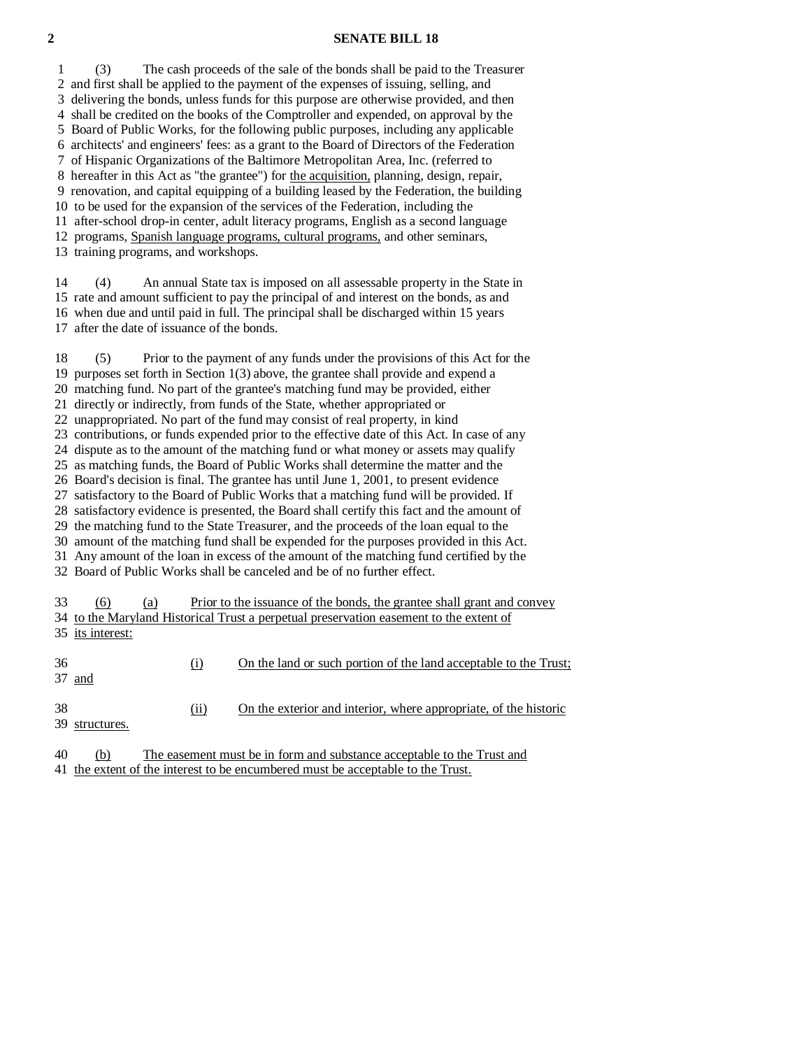(3) The cash proceeds of the sale of the bonds shall be paid to the Treasurer and first shall be applied to the payment of the expenses of issuing, selling, and delivering the bonds, unless funds for this purpose are otherwise provided, and then shall be credited on the books of the Comptroller and expended, on approval by the Board of Public Works, for the following public purposes, including any applicable architects' and engineers' fees: as a grant to the Board of Directors of the Federation of Hispanic Organizations of the Baltimore Metropolitan Area, Inc. (referred to hereafter in this Act as "the grantee") for <u>the acquisition,</u> planning, design, repair, renovation, and capital equipping of a building leased by the Federation, the building to be used for the expansion of the services of the Federation, including the after-school drop-in center, adult literacy programs, English as a second language programs, <u>Spanish language programs, cultural programs,</u> and other seminars, training programs, and workshops.

(4) An annual State tax is imposed on all assessable property in the State in rate and amount sufficient to pay the principal of and interest on the bonds, as and when due and until paid in full. The principal shall be discharged within 15 years after the date of issuance of the bonds.

(5) Prior to the payment of any funds under the provisions of this Act for the purposes set forth in Section 1(3) above, the grantee shall provide and expend a matching fund. No part of the grantee's matching fund may be provided, either directly or indirectly, from funds of the State, whether appropriated or unappropriated. No part of the fund may consist of real property, in kind contributions, or funds expended prior to the effective date of this Act. In case of any dispute as to the amount of the matching fund or what money or assets may qualify as matching funds, the Board of Public Works shall determine the matter and the Board's decision is final. The grantee has until June 1, 2001, to present evidence satisfactory to the Board of Public Works that a matching fund will be provided. If satisfactory evidence is presented, the Board shall certify this fact and the amount of the matching fund to the State Treasurer, and the proceeds of the loan equal to the amount of the matching fund shall be expended for the purposes provided in this Act. Any amount of the loan in excess of the amount of the matching fund certified by the Board of Public Works shall be canceled and be of no further effect.

<u>(6) (a) Prior to the issuance of the bonds, the grantee shall grant and convey to the Maryland Historical Trust a perpetual preservation easement to the extent of its interest:</u>

<u>(i) On the land or such portion of the land acceptable to the Trust; and</u>

<u>(ii) On the exterior and interior, where appropriate, of the historic structures.</u>

<u>(b) The easement must be in form and substance acceptable to the Trust and the extent of the interest to be encumbered must be acceptable to the Trust.</u>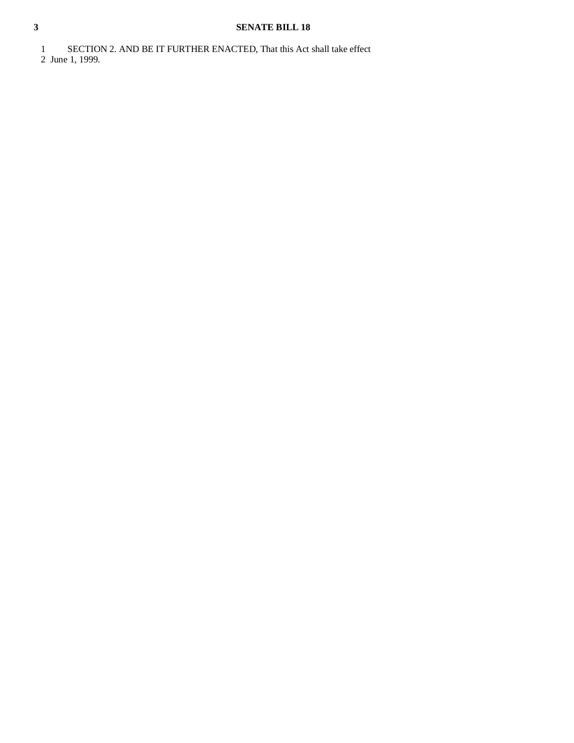SECTION 2. AND BE IT FURTHER ENACTED, That this Act shall take effect June 1, 1999.